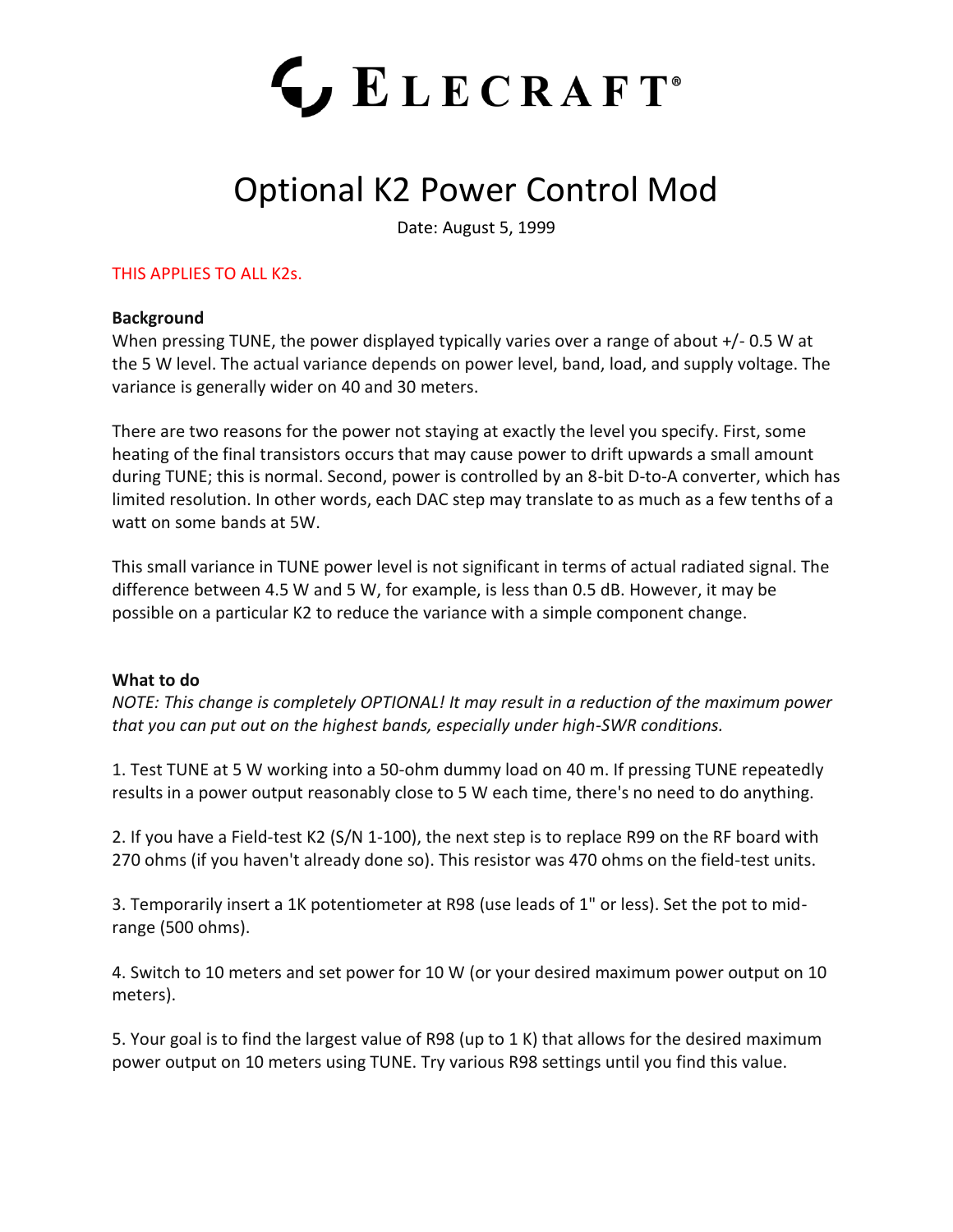# ELECRAFT®

# Optional K2 Power Control Mod

Date: August 5, 1999

THIS APPLIES TO ALL K2s.

**Background**

When pressing TUNE, the power displayed typically varies over a range of about +/- 0.5 W at the 5 W level. The actual variance depends on power level, band, load, and supply voltage. The variance is generally wider on 40 and 30 meters.

There are two reasons for the power not staying at exactly the level you specify. First, some heating of the final transistors occurs that may cause power to drift upwards a small amount during TUNE; this is normal. Second, power is controlled by an 8-bit D-to-A converter, which has limited resolution. In other words, each DAC step may translate to as much as a few tenths of a watt on some bands at 5W.

This small variance in TUNE power level is not significant in terms of actual radiated signal. The difference between 4.5 W and 5 W, for example, is less than 0.5 dB. However, it may be possible on a particular K2 to reduce the variance with a simple component change.

**What to do**

*NOTE: This change is completely OPTIONAL! It may result in a reduction of the maximum power that you can put out on the highest bands, especially under high-SWR conditions.*

1. Test TUNE at 5 W working into a 50-ohm dummy load on 40 m. If pressing TUNE repeatedly results in a power output reasonably close to 5 W each time, there's no need to do anything.

2. If you have a Field-test K2 (S/N 1-100), the next step is to replace R99 on the RF board with 270 ohms (if you haven't already done so). This resistor was 470 ohms on the field-test units.

3. Temporarily insert a 1K potentiometer at R98 (use leads of 1" or less). Set the pot to mid-range (500 ohms).

4. Switch to 10 meters and set power for 10 W (or your desired maximum power output on 10 meters).

5. Your goal is to find the largest value of R98 (up to 1 K) that allows for the desired maximum power output on 10 meters using TUNE. Try various R98 settings until you find this value.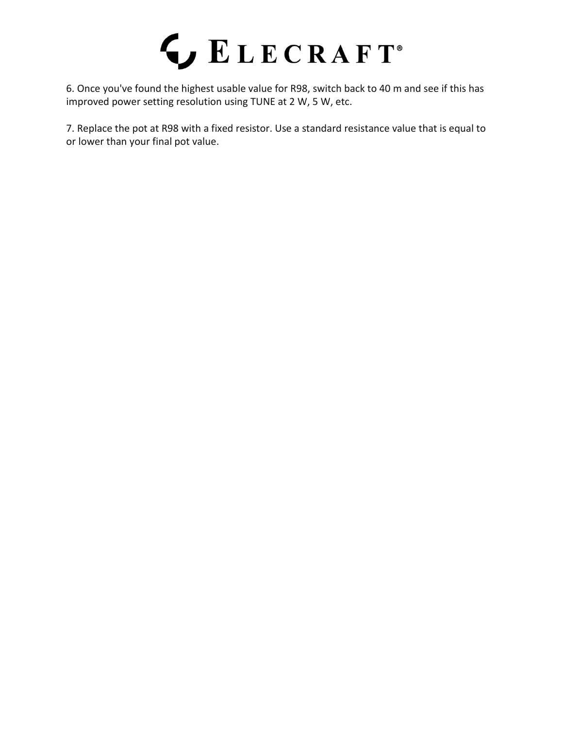6. Once you've found the highest usable value for R98, switch back to 40 m and see if this has improved power setting resolution using TUNE at 2 W, 5 W, etc.

7. Replace the pot at R98 with a fixed resistor. Use a standard resistance value that is equal to or lower than your final pot value.